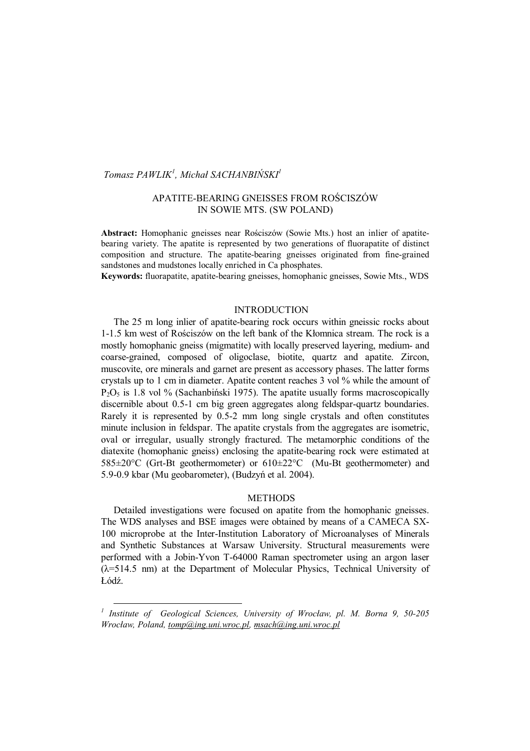*Tomasz PAWLIK*[1], *Michał SACHANBIŃSKI*[1]

# APATITE-BEARING GNEISSES FROM ROŚCISZÓW IN SOWIE MTS. (SW POLAND)

**Abstract:** Homophanic gneisses near Rościszów (Sowie Mts.) host an inlier of apatite-bearing variety. The apatite is represented by two generations of fluorapatite of distinct composition and structure. The apatite-bearing gneisses originated from fine-grained sandstones and mudstones locally enriched in Ca phosphates.

**Keywords:** fluorapatite, apatite-bearing gneisses, homophanic gneisses, Sowie Mts., WDS

## INTRODUCTION

The 25 m long inlier of apatite-bearing rock occurs within gneissic rocks about 1-1.5 km west of Rościszów on the left bank of the Kłomnica stream. The rock is a mostly homophanic gneiss (migmatite) with locally preserved layering, medium- and coarse-grained, composed of oligoclase, biotite, quartz and apatite. Zircon, muscovite, ore minerals and garnet are present as accessory phases. The latter forms crystals up to 1 cm in diameter. Apatite content reaches 3 vol % while the amount of $P_2O_5$ is 1.8 vol % (Sachanbiński 1975). The apatite usually forms macroscopically discernible about 0.5-1 cm big green aggregates along feldspar-quartz boundaries. Rarely it is represented by 0.5-2 mm long single crystals and often constitutes minute inclusion in feldspar. The apatite crystals from the aggregates are isometric, oval or irregular, usually strongly fractured. The metamorphic conditions of the diatexite (homophanic gneiss) enclosing the apatite-bearing rock were estimated at 585±20°C (Grt-Bt geothermometer) or 610±22°C (Mu-Bt geothermometer) and 5.9-0.9 kbar (Mu geobarometer), (Budzyń et al. 2004).

## METHODS

Detailed investigations were focused on apatite from the homophanic gneisses. The WDS analyses and BSE images were obtained by means of a CAMECA SX-100 microprobe at the Inter-Institution Laboratory of Microanalyses of Minerals and Synthetic Substances at Warsaw University. Structural measurements were performed with a Jobin-Yvon T-64000 Raman spectrometer using an argon laser (λ=514.5 nm) at the Department of Molecular Physics, Technical University of Łódź.

---

[1] *Institute of Geological Sciences, University of Wrocław, pl. M. Borna 9, 50-205 Wrocław, Poland, tomp@ing.uni.wroc.pl, msach@ing.uni.wroc.pl*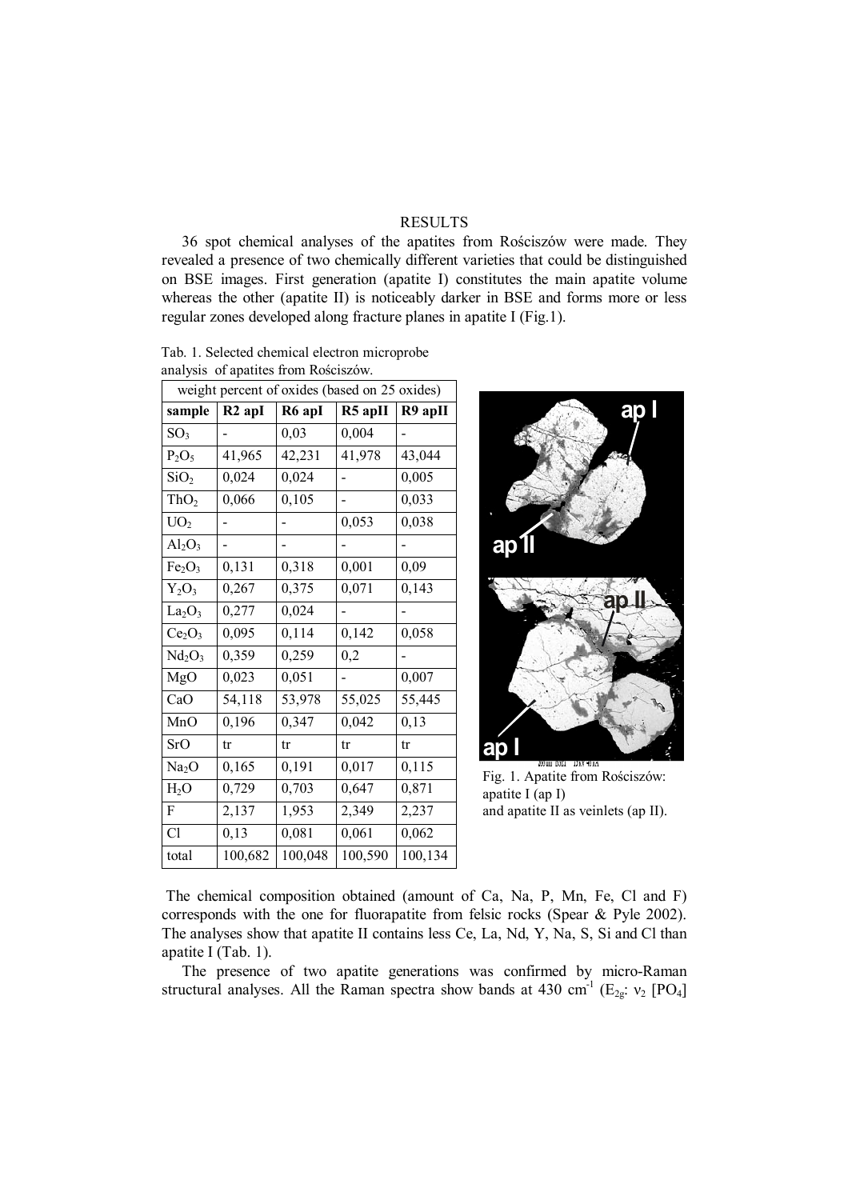## RESULTS

36 spot chemical analyses of the apatites from Rościszów were made. They revealed a presence of two chemically different varieties that could be distinguished on BSE images. First generation (apatite I) constitutes the main apatite volume whereas the other (apatite II) is noticeably darker in BSE and forms more or less regular zones developed along fracture planes in apatite I (Fig.1).

Tab. 1. Selected chemical electron microprobe analysis of apatites from Rościszów.

| weight percent of oxides (based on 25 oxides) | | | | |
|---|---|---|---|---|
| **sample** | **R2 apI** | **R6 apI** | **R5 apII** | **R9 apII** |
| $SO_3$ | - | 0,03 | 0,004 | - |
| $P_2O_5$ | 41,965 | 42,231 | 41,978 | 43,044 |
| $SiO_2$ | 0,024 | 0,024 | - | 0,005 |
| $ThO_2$ | 0,066 | 0,105 | - | 0,033 |
| $UO_2$ | - | - | 0,053 | 0,038 |
| $Al_2O_3$ | - | - | - | - |
| $Fe_2O_3$ | 0,131 | 0,318 | 0,001 | 0,09 |
| $Y_2O_3$ | 0,267 | 0,375 | 0,071 | 0,143 |
| $La_2O_3$ | 0,277 | 0,024 | - | - |
| $Ce_2O_3$ | 0,095 | 0,114 | 0,142 | 0,058 |
| $Nd_2O_3$ | 0,359 | 0,259 | 0,2 | - |
| MgO | 0,023 | 0,051 | - | 0,007 |
| CaO | 54,118 | 53,978 | 55,025 | 55,445 |
| MnO | 0,196 | 0,347 | 0,042 | 0,13 |
| SrO | tr | tr | tr | tr |
| $Na_2O$ | 0,165 | 0,191 | 0,017 | 0,115 |
| $H_2O$ | 0,729 | 0,703 | 0,647 | 0,871 |
| F | 2,137 | 1,953 | 2,349 | 2,237 |
| Cl | 0,13 | 0,081 | 0,061 | 0,062 |
| total | 100,682 | 100,048 | 100,590 | 100,134 |

Fig. 1. Apatite from Rościszów: apatite I (ap I) and apatite II as veinlets (ap II).

The chemical composition obtained (amount of Ca, Na, P, Mn, Fe, Cl and F) corresponds with the one for fluorapatite from felsic rocks (Spear & Pyle 2002). The analyses show that apatite II contains less Ce, La, Nd, Y, Na, S, Si and Cl than apatite I (Tab. 1).

The presence of two apatite generations was confirmed by micro-Raman structural analyses. All the Raman spectra show bands at 430 $cm^{-1}$ ($E_{2g}$: $\nu_2$ [$PO_4$]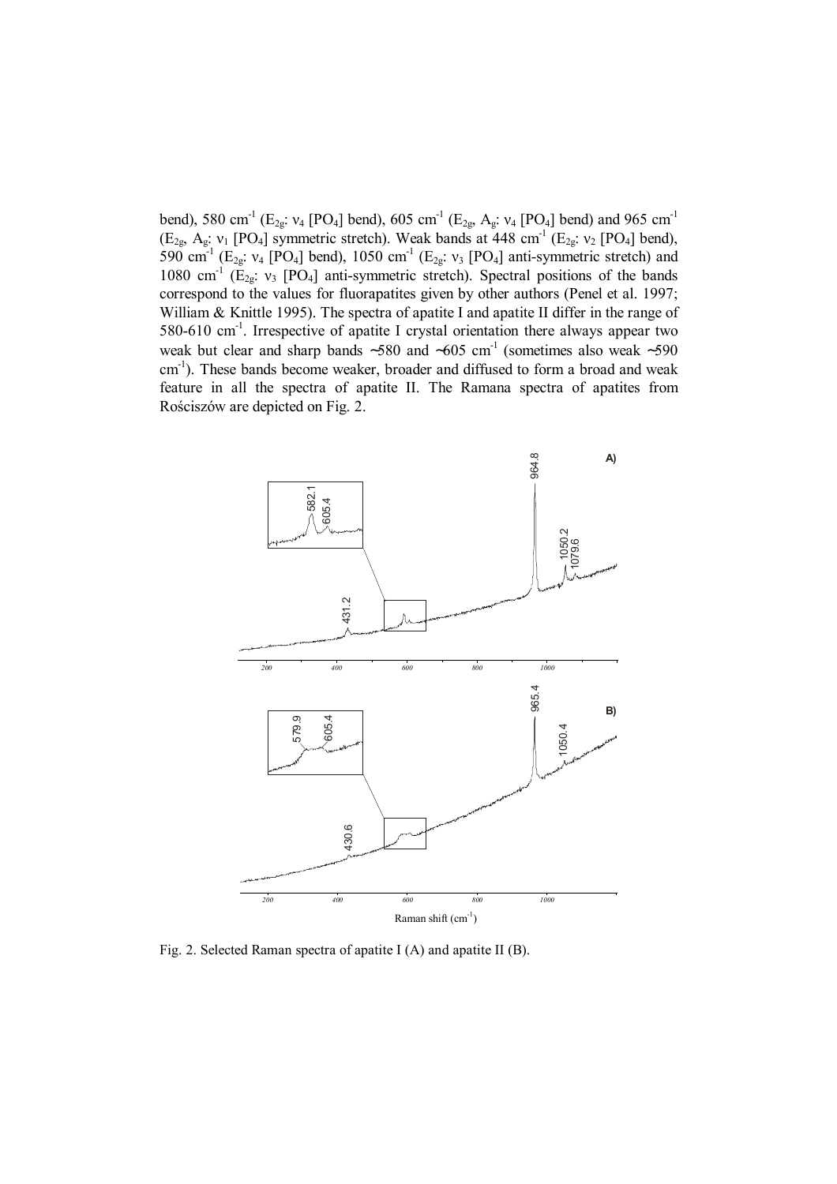bend), 580 cm$^{-1}$ ($E_{2g}$: $\nu_4$ [$PO_4$] bend), 605 cm$^{-1}$ ($E_{2g}$, $A_g$: $\nu_4$ [$PO_4$] bend) and 965 cm$^{-1}$ ($E_{2g}$, $A_g$: $\nu_1$ [$PO_4$] symmetric stretch). Weak bands at 448 cm$^{-1}$ ($E_{2g}$: $\nu_2$ [$PO_4$] bend), 590 cm$^{-1}$ ($E_{2g}$: $\nu_4$ [$PO_4$] bend), 1050 cm$^{-1}$ ($E_{2g}$: $\nu_3$ [$PO_4$] anti-symmetric stretch) and 1080 cm$^{-1}$ ($E_{2g}$: $\nu_3$ [$PO_4$] anti-symmetric stretch). Spectral positions of the bands correspond to the values for fluorapatites given by other authors (Penel et al. 1997; William & Knittle 1995). The spectra of apatite I and apatite II differ in the range of 580-610 cm$^{-1}$. Irrespective of apatite I crystal orientation there always appear two weak but clear and sharp bands ~580 and ~605 cm$^{-1}$ (sometimes also weak ~590 cm$^{-1}$). These bands become weaker, broader and diffused to form a broad and weak feature in all the spectra of apatite II. The Ramana spectra of apatites from Rościszów are depicted on Fig. 2.

Fig. 2. Selected Raman spectra of apatite I (A) and apatite II (B).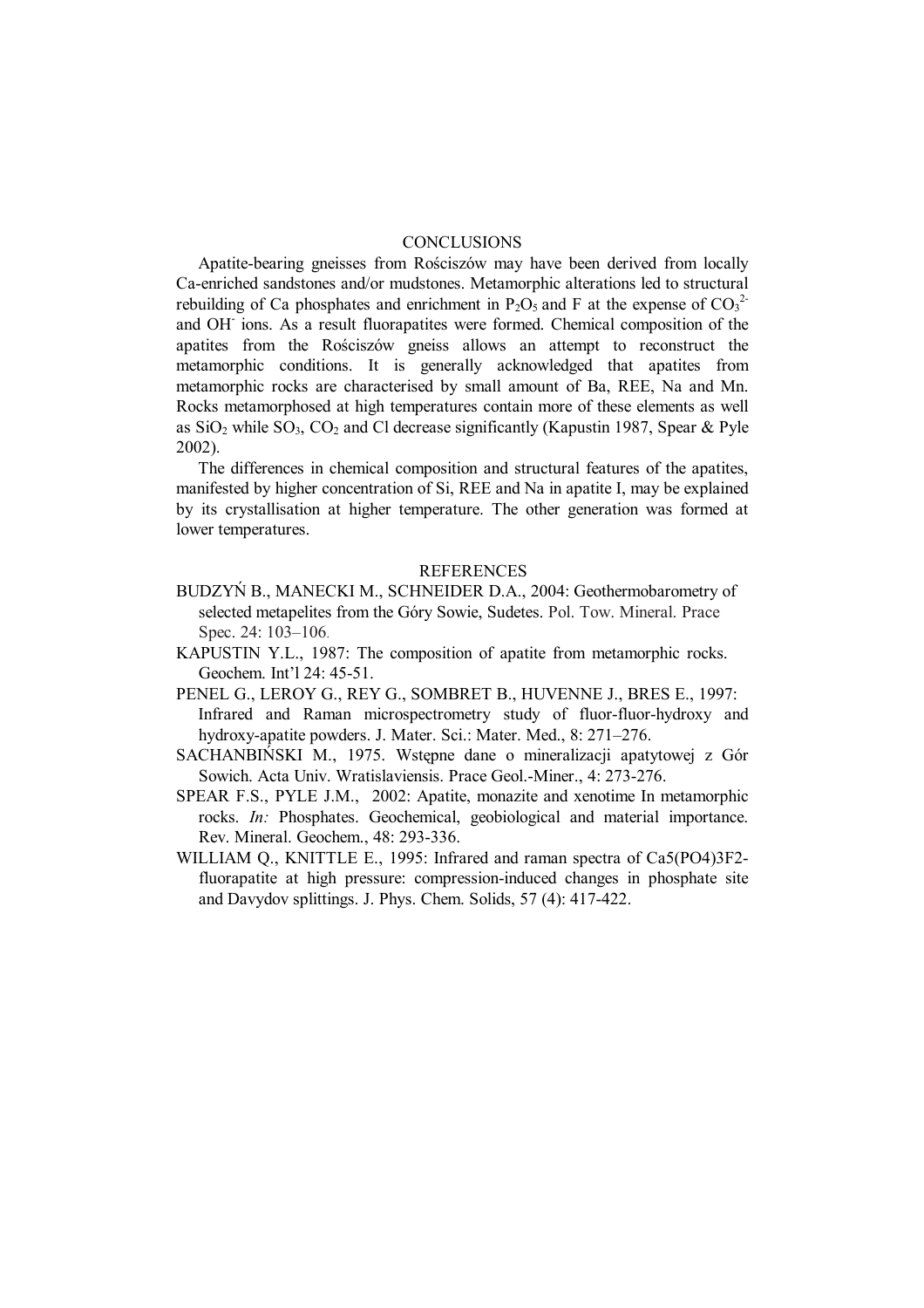## CONCLUSIONS

Apatite-bearing gneisses from Rościszów may have been derived from locally Ca-enriched sandstones and/or mudstones. Metamorphic alterations led to structural rebuilding of Ca phosphates and enrichment in $P_2O_5$ and F at the expense of $CO_3^{2-}$ and $OH^-$ ions. As a result fluorapatites were formed. Chemical composition of the apatites from the Rościszów gneiss allows an attempt to reconstruct the metamorphic conditions. It is generally acknowledged that apatites from metamorphic rocks are characterised by small amount of Ba, REE, Na and Mn. Rocks metamorphosed at high temperatures contain more of these elements as well as $SiO_2$ while $SO_3$, $CO_2$ and Cl decrease significantly (Kapustin 1987, Spear & Pyle 2002).

The differences in chemical composition and structural features of the apatites, manifested by higher concentration of Si, REE and Na in apatite I, may be explained by its crystallisation at higher temperature. The other generation was formed at lower temperatures.

## REFERENCES

BUDZYŃ B., MANECKI M., SCHNEIDER D.A., 2004: Geothermobarometry of selected metapelites from the Góry Sowie, Sudetes. Pol. Tow. Mineral. Prace Spec. 24: 103–106.

KAPUSTIN Y.L., 1987: The composition of apatite from metamorphic rocks. Geochem. Int'l 24: 45-51.

PENEL G., LEROY G., REY G., SOMBRET B., HUVENNE J., BRES E., 1997: Infrared and Raman microspectrometry study of fluor-fluor-hydroxy and hydroxy-apatite powders. J. Mater. Sci.: Mater. Med., 8: 271–276.

SACHANBIŃSKI M., 1975. Wstępne dane o mineralizacji apatytowej z Gór Sowich. Acta Univ. Wratislaviensis. Prace Geol.-Miner., 4: 273-276.

SPEAR F.S., PYLE J.M., 2002: Apatite, monazite and xenotime In metamorphic rocks. *In:* Phosphates. Geochemical, geobiological and material importance. Rev. Mineral. Geochem., 48: 293-336.

WILLIAM Q., KNITTLE E., 1995: Infrared and raman spectra of Ca5(PO4)3F2-fluorapatite at high pressure: compression-induced changes in phosphate site and Davydov splittings. J. Phys. Chem. Solids, 57 (4): 417-422.